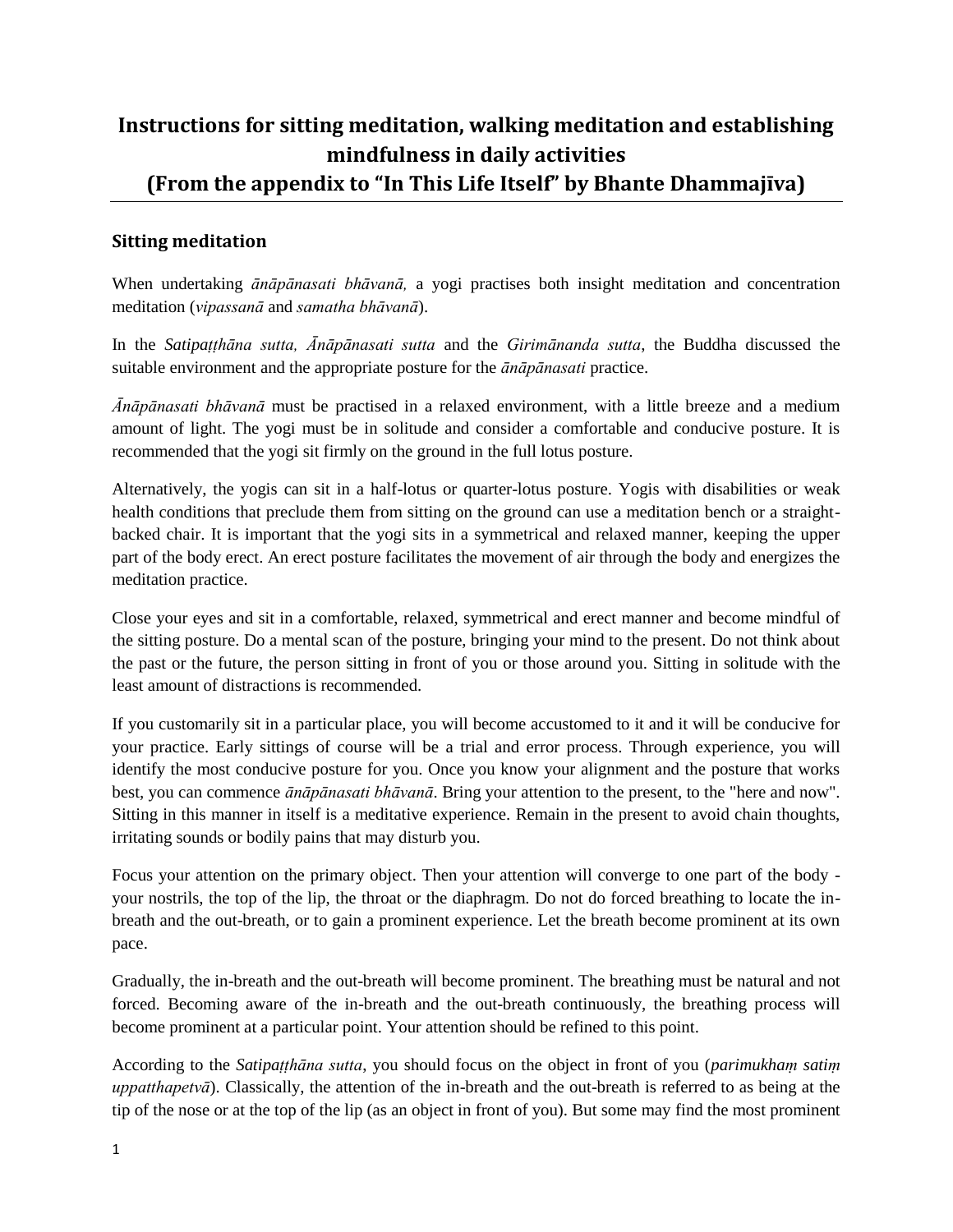# Instructions for sitting meditation, walking meditation and establishing mindfulness in daily activities
# (From the appendix to "In This Life Itself" by Bhante Dhammajīva)

## Sitting meditation

When undertaking *ānāpānasati bhāvanā,* a yogi practises both insight meditation and concentration meditation (*vipassanā* and *samatha bhāvanā*).

In the *Satipaṭṭhāna sutta, Ānāpānasati sutta* and the *Girimānanda sutta*, the Buddha discussed the suitable environment and the appropriate posture for the *ānāpānasati* practice.

*Ānāpānasati bhāvanā* must be practised in a relaxed environment, with a little breeze and a medium amount of light. The yogi must be in solitude and consider a comfortable and conducive posture. It is recommended that the yogi sit firmly on the ground in the full lotus posture.

Alternatively, the yogis can sit in a half-lotus or quarter-lotus posture. Yogis with disabilities or weak health conditions that preclude them from sitting on the ground can use a meditation bench or a straight-backed chair. It is important that the yogi sits in a symmetrical and relaxed manner, keeping the upper part of the body erect. An erect posture facilitates the movement of air through the body and energizes the meditation practice.

Close your eyes and sit in a comfortable, relaxed, symmetrical and erect manner and become mindful of the sitting posture. Do a mental scan of the posture, bringing your mind to the present. Do not think about the past or the future, the person sitting in front of you or those around you. Sitting in solitude with the least amount of distractions is recommended.

If you customarily sit in a particular place, you will become accustomed to it and it will be conducive for your practice. Early sittings of course will be a trial and error process. Through experience, you will identify the most conducive posture for you. Once you know your alignment and the posture that works best, you can commence *ānāpānasati bhāvanā*. Bring your attention to the present, to the "here and now". Sitting in this manner in itself is a meditative experience. Remain in the present to avoid chain thoughts, irritating sounds or bodily pains that may disturb you.

Focus your attention on the primary object. Then your attention will converge to one part of the body - your nostrils, the top of the lip, the throat or the diaphragm. Do not do forced breathing to locate the in-breath and the out-breath, or to gain a prominent experience. Let the breath become prominent at its own pace.

Gradually, the in-breath and the out-breath will become prominent. The breathing must be natural and not forced. Becoming aware of the in-breath and the out-breath continuously, the breathing process will become prominent at a particular point. Your attention should be refined to this point.

According to the *Satipaṭṭhāna sutta*, you should focus on the object in front of you (*parimukhaṃ satiṃ uppatthapetvā*). Classically, the attention of the in-breath and the out-breath is referred to as being at the tip of the nose or at the top of the lip (as an object in front of you). But some may find the most prominent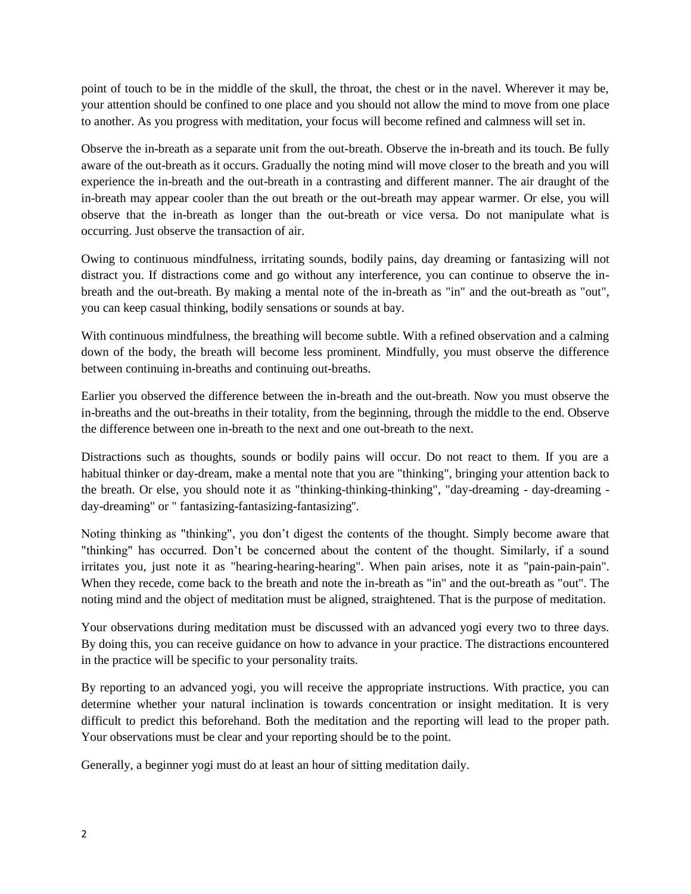point of touch to be in the middle of the skull, the throat, the chest or in the navel. Wherever it may be, your attention should be confined to one place and you should not allow the mind to move from one place to another. As you progress with meditation, your focus will become refined and calmness will set in.

Observe the in-breath as a separate unit from the out-breath. Observe the in-breath and its touch. Be fully aware of the out-breath as it occurs. Gradually the noting mind will move closer to the breath and you will experience the in-breath and the out-breath in a contrasting and different manner. The air draught of the in-breath may appear cooler than the out breath or the out-breath may appear warmer. Or else, you will observe that the in-breath as longer than the out-breath or vice versa. Do not manipulate what is occurring. Just observe the transaction of air.

Owing to continuous mindfulness, irritating sounds, bodily pains, day dreaming or fantasizing will not distract you. If distractions come and go without any interference, you can continue to observe the in-breath and the out-breath. By making a mental note of the in-breath as "in" and the out-breath as "out", you can keep casual thinking, bodily sensations or sounds at bay.

With continuous mindfulness, the breathing will become subtle. With a refined observation and a calming down of the body, the breath will become less prominent. Mindfully, you must observe the difference between continuing in-breaths and continuing out-breaths.

Earlier you observed the difference between the in-breath and the out-breath. Now you must observe the in-breaths and the out-breaths in their totality, from the beginning, through the middle to the end. Observe the difference between one in-breath to the next and one out-breath to the next.

Distractions such as thoughts, sounds or bodily pains will occur. Do not react to them. If you are a habitual thinker or day-dream, make a mental note that you are "thinking", bringing your attention back to the breath. Or else, you should note it as "thinking-thinking-thinking", "day-dreaming - day-dreaming - day-dreaming" or " fantasizing-fantasizing-fantasizing".

Noting thinking as "thinking", you don't digest the contents of the thought. Simply become aware that "thinking" has occurred. Don't be concerned about the content of the thought. Similarly, if a sound irritates you, just note it as "hearing-hearing-hearing". When pain arises, note it as "pain-pain-pain". When they recede, come back to the breath and note the in-breath as "in" and the out-breath as "out". The noting mind and the object of meditation must be aligned, straightened. That is the purpose of meditation.

Your observations during meditation must be discussed with an advanced yogi every two to three days. By doing this, you can receive guidance on how to advance in your practice. The distractions encountered in the practice will be specific to your personality traits.

By reporting to an advanced yogi, you will receive the appropriate instructions. With practice, you can determine whether your natural inclination is towards concentration or insight meditation. It is very difficult to predict this beforehand. Both the meditation and the reporting will lead to the proper path. Your observations must be clear and your reporting should be to the point.

Generally, a beginner yogi must do at least an hour of sitting meditation daily.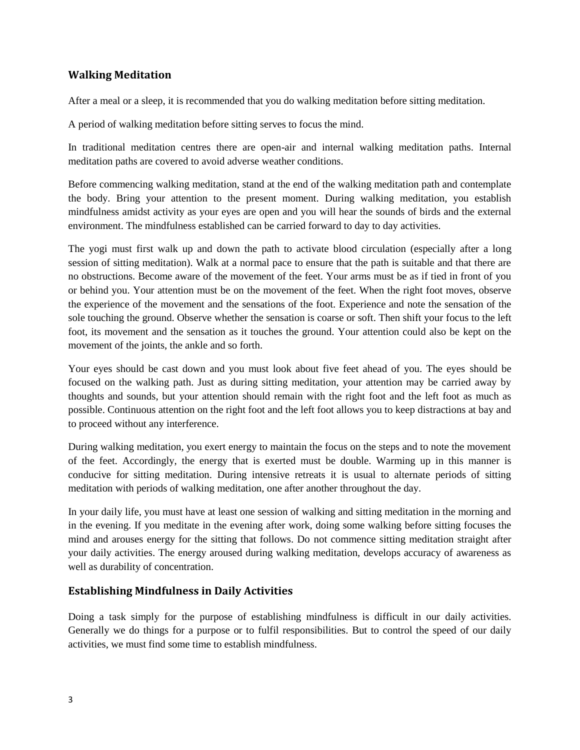## Walking Meditation

After a meal or a sleep, it is recommended that you do walking meditation before sitting meditation.

A period of walking meditation before sitting serves to focus the mind.

In traditional meditation centres there are open-air and internal walking meditation paths. Internal meditation paths are covered to avoid adverse weather conditions.

Before commencing walking meditation, stand at the end of the walking meditation path and contemplate the body. Bring your attention to the present moment. During walking meditation, you establish mindfulness amidst activity as your eyes are open and you will hear the sounds of birds and the external environment. The mindfulness established can be carried forward to day to day activities.

The yogi must first walk up and down the path to activate blood circulation (especially after a long session of sitting meditation). Walk at a normal pace to ensure that the path is suitable and that there are no obstructions. Become aware of the movement of the feet. Your arms must be as if tied in front of you or behind you. Your attention must be on the movement of the feet. When the right foot moves, observe the experience of the movement and the sensations of the foot. Experience and note the sensation of the sole touching the ground. Observe whether the sensation is coarse or soft. Then shift your focus to the left foot, its movement and the sensation as it touches the ground. Your attention could also be kept on the movement of the joints, the ankle and so forth.

Your eyes should be cast down and you must look about five feet ahead of you. The eyes should be focused on the walking path. Just as during sitting meditation, your attention may be carried away by thoughts and sounds, but your attention should remain with the right foot and the left foot as much as possible. Continuous attention on the right foot and the left foot allows you to keep distractions at bay and to proceed without any interference.

During walking meditation, you exert energy to maintain the focus on the steps and to note the movement of the feet. Accordingly, the energy that is exerted must be double. Warming up in this manner is conducive for sitting meditation. During intensive retreats it is usual to alternate periods of sitting meditation with periods of walking meditation, one after another throughout the day.

In your daily life, you must have at least one session of walking and sitting meditation in the morning and in the evening. If you meditate in the evening after work, doing some walking before sitting focuses the mind and arouses energy for the sitting that follows. Do not commence sitting meditation straight after your daily activities. The energy aroused during walking meditation, develops accuracy of awareness as well as durability of concentration.

## Establishing Mindfulness in Daily Activities

Doing a task simply for the purpose of establishing mindfulness is difficult in our daily activities. Generally we do things for a purpose or to fulfil responsibilities. But to control the speed of our daily activities, we must find some time to establish mindfulness.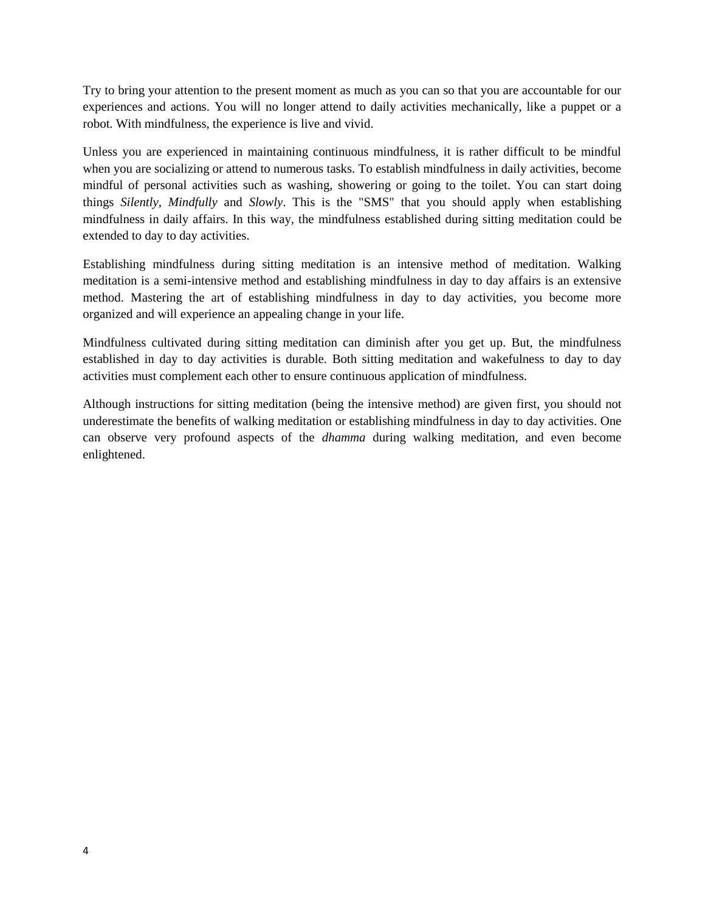Try to bring your attention to the present moment as much as you can so that you are accountable for our experiences and actions. You will no longer attend to daily activities mechanically, like a puppet or a robot. With mindfulness, the experience is live and vivid.

Unless you are experienced in maintaining continuous mindfulness, it is rather difficult to be mindful when you are socializing or attend to numerous tasks. To establish mindfulness in daily activities, become mindful of personal activities such as washing, showering or going to the toilet. You can start doing things *Silently*, *Mindfully* and *Slowly*. This is the "SMS" that you should apply when establishing mindfulness in daily affairs. In this way, the mindfulness established during sitting meditation could be extended to day to day activities.

Establishing mindfulness during sitting meditation is an intensive method of meditation. Walking meditation is a semi-intensive method and establishing mindfulness in day to day affairs is an extensive method. Mastering the art of establishing mindfulness in day to day activities, you become more organized and will experience an appealing change in your life.

Mindfulness cultivated during sitting meditation can diminish after you get up. But, the mindfulness established in day to day activities is durable. Both sitting meditation and wakefulness to day to day activities must complement each other to ensure continuous application of mindfulness.

Although instructions for sitting meditation (being the intensive method) are given first, you should not underestimate the benefits of walking meditation or establishing mindfulness in day to day activities. One can observe very profound aspects of the *dhamma* during walking meditation, and even become enlightened.